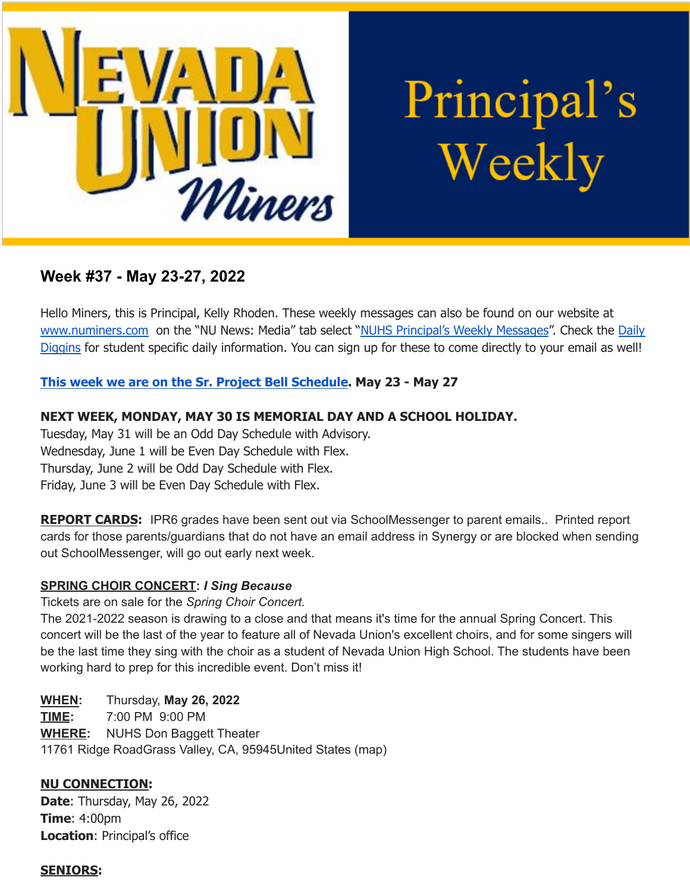# Nevada Union Miners Principal's Weekly

## Week #37 - May 23-27, 2022

Hello Miners, this is Principal, Kelly Rhoden. These weekly messages can also be found on our website at www.numiners.com on the "NU News: Media" tab select "NUHS Principal's Weekly Messages". Check the Daily Diggins for student specific daily information. You can sign up for these to come directly to your email as well!

**This week we are on the Sr. Project Bell Schedule. May 23 - May 27**

**NEXT WEEK, MONDAY, MAY 30 IS MEMORIAL DAY AND A SCHOOL HOLIDAY.**
Tuesday, May 31 will be an Odd Day Schedule with Advisory.
Wednesday, June 1 will be Even Day Schedule with Flex.
Thursday, June 2 will be Odd Day Schedule with Flex.
Friday, June 3 will be Even Day Schedule with Flex.

**REPORT CARDS:** IPR6 grades have been sent out via SchoolMessenger to parent emails.. Printed report cards for those parents/guardians that do not have an email address in Synergy or are blocked when sending out SchoolMessenger, will go out early next week.

**SPRING CHOIR CONCERT**: ***I Sing Because***
Tickets are on sale for the *Spring Choir Concert.*
The 2021-2022 season is drawing to a close and that means it's time for the annual Spring Concert. This concert will be the last of the year to feature all of Nevada Union's excellent choirs, and for some singers will be the last time they sing with the choir as a student of Nevada Union High School. The students have been working hard to prep for this incredible event. Don't miss it!

**WHEN**: Thursday, **May 26, 2022**
**TIME**: 7:00 PM 9:00 PM
**WHERE**: NUHS Don Baggett Theater
11761 Ridge RoadGrass Valley, CA, 95945United States (map)

**NU CONNECTION:**
**Date**: Thursday, May 26, 2022
**Time**: 4:00pm
**Location**: Principal's office

**SENIORS:**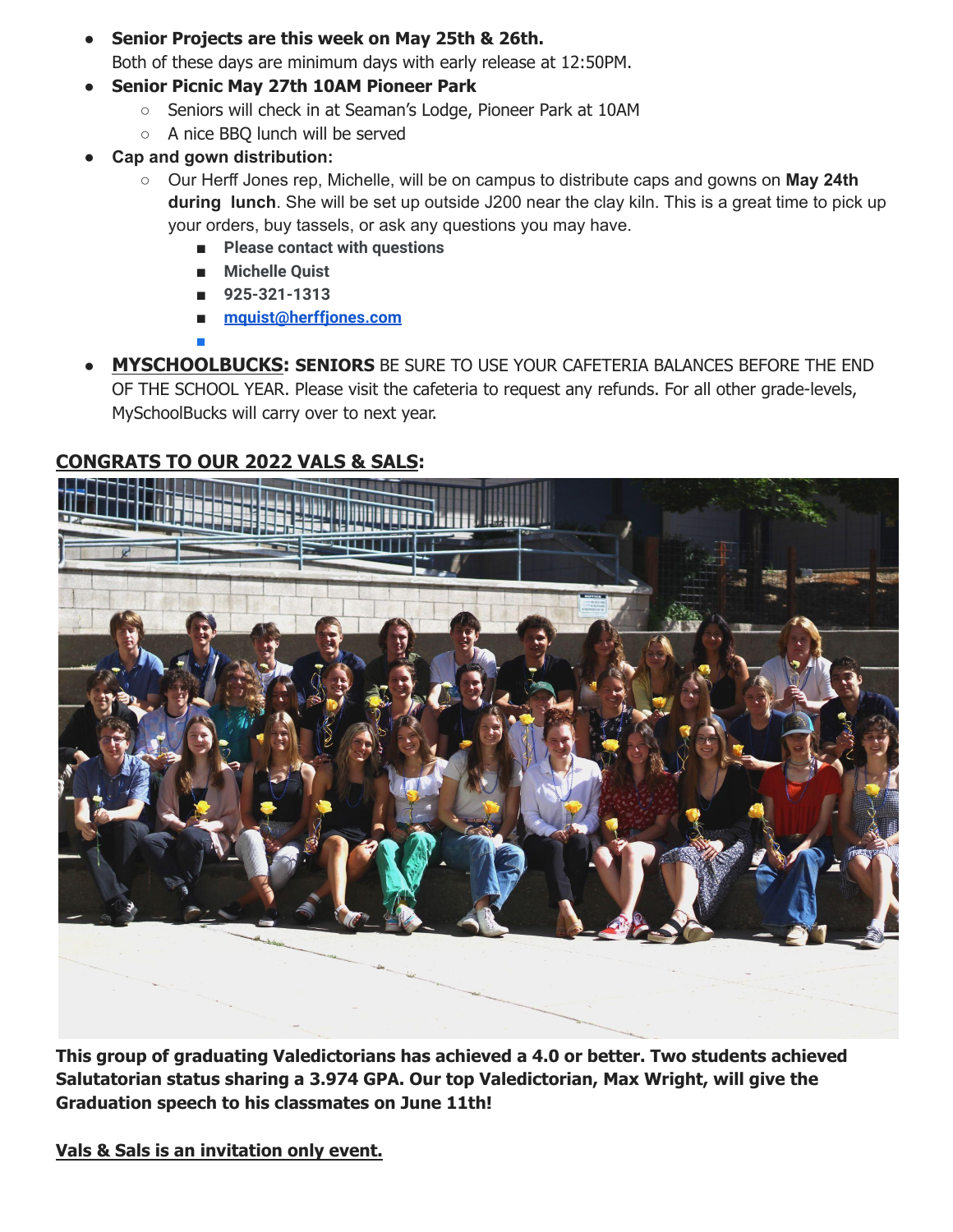- **Senior Projects are this week on May 25th & 26th.**
  Both of these days are minimum days with early release at 12:50PM.
- **Senior Picnic May 27th 10AM Pioneer Park**
  - Seniors will check in at Seaman's Lodge, Pioneer Park at 10AM
  - A nice BBQ lunch will be served
- **Cap and gown distribution:**
  - Our Herff Jones rep, Michelle, will be on campus to distribute caps and gowns on **May 24th during lunch**. She will be set up outside J200 near the clay kiln. This is a great time to pick up your orders, buy tassels, or ask any questions you may have.
    - **Please contact with questions**
    - **Michelle Quist**
    - **925-321-1313**
    - **[mquist@herffjones.com](mailto:mquist@herffjones.com)**
- **MYSCHOOLBUCKS: SENIORS** BE SURE TO USE YOUR CAFETERIA BALANCES BEFORE THE END OF THE SCHOOL YEAR. Please visit the cafeteria to request any refunds. For all other grade-levels, MySchoolBucks will carry over to next year.

**CONGRATS TO OUR 2022 VALS & SALS:**

**This group of graduating Valedictorians has achieved a 4.0 or better. Two students achieved Salutatorian status sharing a 3.974 GPA. Our top Valedictorian, Max Wright, will give the Graduation speech to his classmates on June 11th!**

**Vals & Sals is an invitation only event.**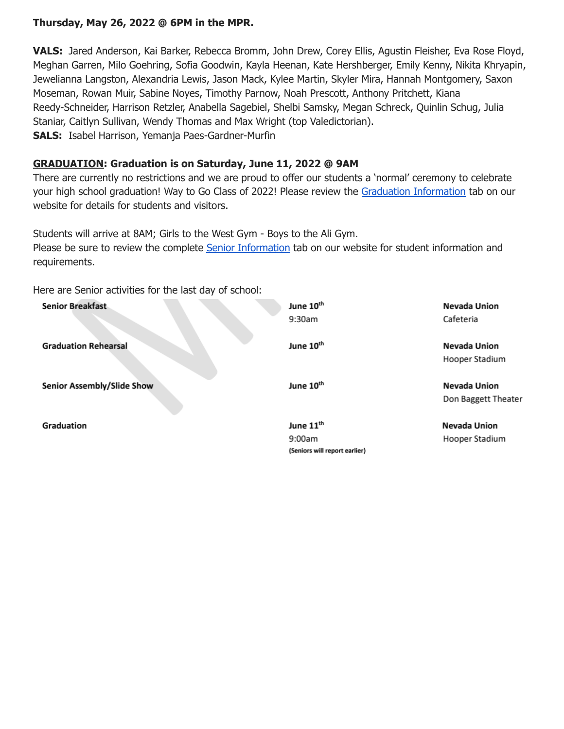**Thursday, May 26, 2022 @ 6PM in the MPR.**

**VALS:** Jared Anderson, Kai Barker, Rebecca Bromm, John Drew, Corey Ellis, Agustin Fleisher, Eva Rose Floyd, Meghan Garren, Milo Goehring, Sofia Goodwin, Kayla Heenan, Kate Hershberger, Emily Kenny, Nikita Khryapin, Jewelianna Langston, Alexandria Lewis, Jason Mack, Kylee Martin, Skyler Mira, Hannah Montgomery, Saxon Moseman, Rowan Muir, Sabine Noyes, Timothy Parnow, Noah Prescott, Anthony Pritchett, Kiana Reedy-Schneider, Harrison Retzler, Anabella Sagebiel, Shelbi Samsky, Megan Schreck, Quinlin Schug, Julia Staniar, Caitlyn Sullivan, Wendy Thomas and Max Wright (top Valedictorian).
**SALS:** Isabel Harrison, Yemanja Paes-Gardner-Murfin

**GRADUATION: Graduation is on Saturday, June 11, 2022 @ 9AM**
There are currently no restrictions and we are proud to offer our students a 'normal' ceremony to celebrate your high school graduation! Way to Go Class of 2022! Please review the Graduation Information tab on our website for details for students and visitors.

Students will arrive at 8AM; Girls to the West Gym - Boys to the Ali Gym.
Please be sure to review the complete Senior Information tab on our website for student information and requirements.

Here are Senior activities for the last day of school:

| | | |
|---|---|---|
| **Senior Breakfast** | **June 10th** 9:30am | **Nevada Union** Cafeteria |
| **Graduation Rehearsal** | **June 10th** | **Nevada Union** Hooper Stadium |
| **Senior Assembly/Slide Show** | **June 10th** | **Nevada Union** Don Baggett Theater |
| **Graduation** | **June 11th** 9:00am **(Seniors will report earlier)** | **Nevada Union** Hooper Stadium |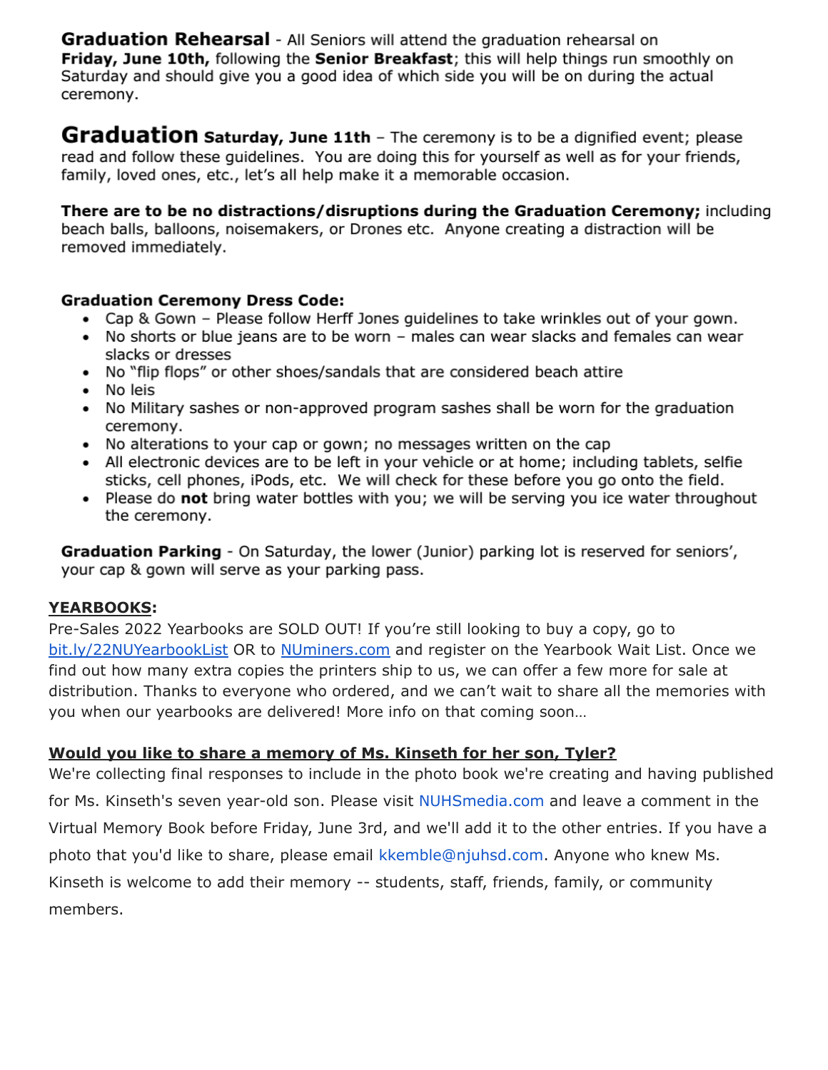**Graduation Rehearsal** - All Seniors will attend the graduation rehearsal on **Friday, June 10th,** following the **Senior Breakfast**; this will help things run smoothly on Saturday and should give you a good idea of which side you will be on during the actual ceremony.

**Graduation Saturday, June 11th** – The ceremony is to be a dignified event; please read and follow these guidelines. You are doing this for yourself as well as for your friends, family, loved ones, etc., let's all help make it a memorable occasion.

**There are to be no distractions/disruptions during the Graduation Ceremony;** including beach balls, balloons, noisemakers, or Drones etc. Anyone creating a distraction will be removed immediately.

**Graduation Ceremony Dress Code:**

- Cap & Gown – Please follow Herff Jones guidelines to take wrinkles out of your gown.
- No shorts or blue jeans are to be worn – males can wear slacks and females can wear slacks or dresses
- No "flip flops" or other shoes/sandals that are considered beach attire
- No leis
- No Military sashes or non-approved program sashes shall be worn for the graduation ceremony.
- No alterations to your cap or gown; no messages written on the cap
- All electronic devices are to be left in your vehicle or at home; including tablets, selfie sticks, cell phones, iPods, etc. We will check for these before you go onto the field.
- Please do **not** bring water bottles with you; we will be serving you ice water throughout the ceremony.

**Graduation Parking** - On Saturday, the lower (Junior) parking lot is reserved for seniors', your cap & gown will serve as your parking pass.

**YEARBOOKS:**

Pre-Sales 2022 Yearbooks are SOLD OUT! If you're still looking to buy a copy, go to bit.ly/22NUYearbookList OR to NUminers.com and register on the Yearbook Wait List. Once we find out how many extra copies the printers ship to us, we can offer a few more for sale at distribution. Thanks to everyone who ordered, and we can't wait to share all the memories with you when our yearbooks are delivered! More info on that coming soon…

**Would you like to share a memory of Ms. Kinseth for her son, Tyler?**

We're collecting final responses to include in the photo book we're creating and having published for Ms. Kinseth's seven year-old son. Please visit NUHSmedia.com and leave a comment in the Virtual Memory Book before Friday, June 3rd, and we'll add it to the other entries. If you have a photo that you'd like to share, please email kkemble@njuhsd.com. Anyone who knew Ms. Kinseth is welcome to add their memory -- students, staff, friends, family, or community members.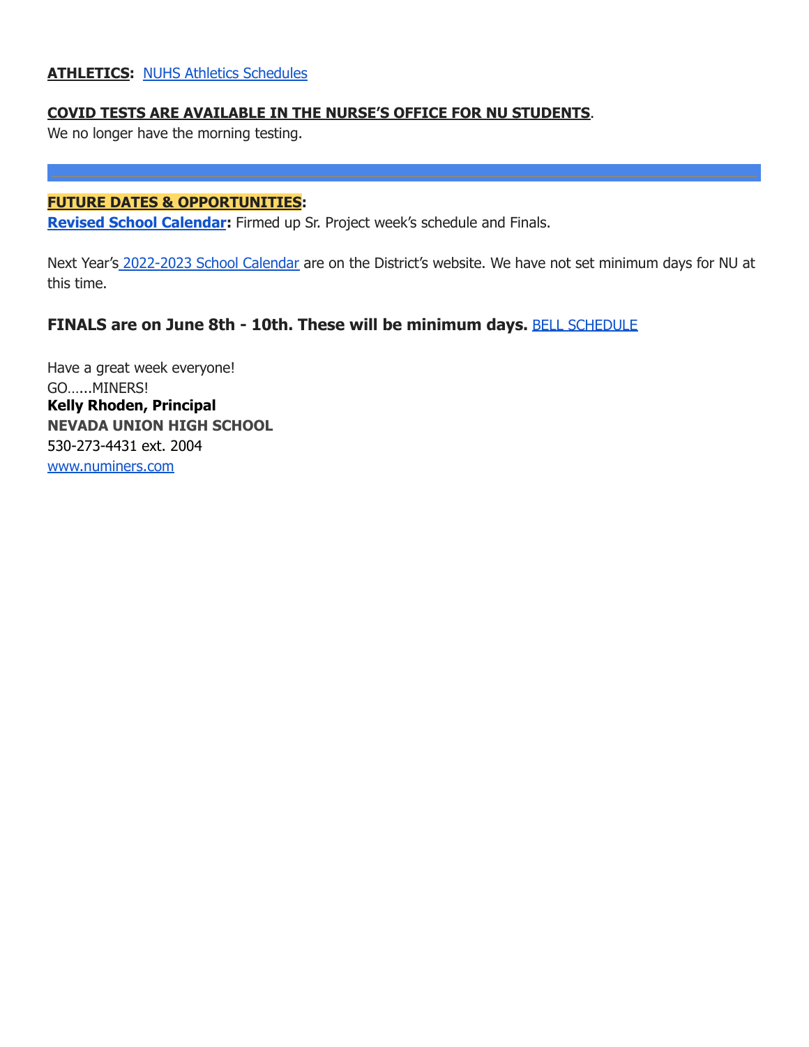**ATHLETICS:** NUHS Athletics Schedules

**COVID TESTS ARE AVAILABLE IN THE NURSE'S OFFICE FOR NU STUDENTS**.
We no longer have the morning testing.

---

**FUTURE DATES & OPPORTUNITIES:**
**Revised School Calendar:** Firmed up Sr. Project week's schedule and Finals.

Next Year's 2022-2023 School Calendar are on the District's website. We have not set minimum days for NU at this time.

### FINALS are on June 8th - 10th. These will be minimum days. BELL SCHEDULE

Have a great week everyone!
GO......MINERS!
**Kelly Rhoden, Principal**
**NEVADA UNION HIGH SCHOOL**
530-273-4431 ext. 2004
www.numiners.com